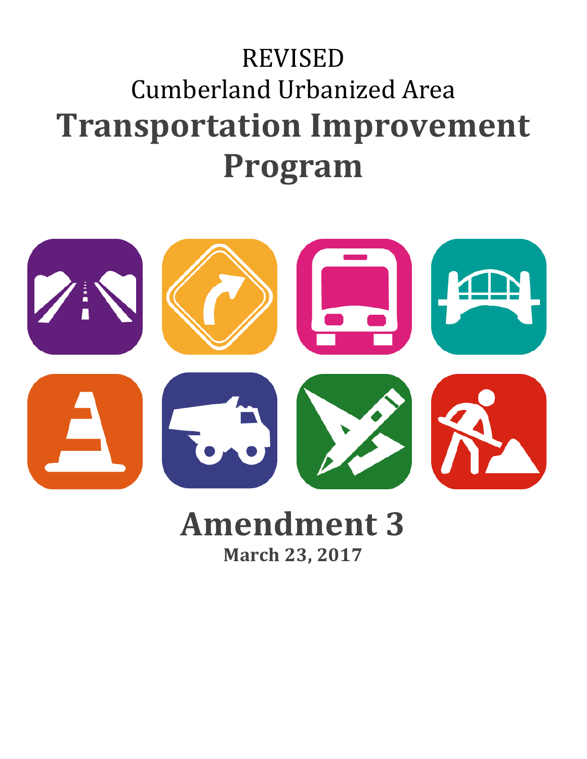REVISED

Cumberland Urbanized Area

# Transportation Improvement Program

# Amendment 3

**March 23, 2017**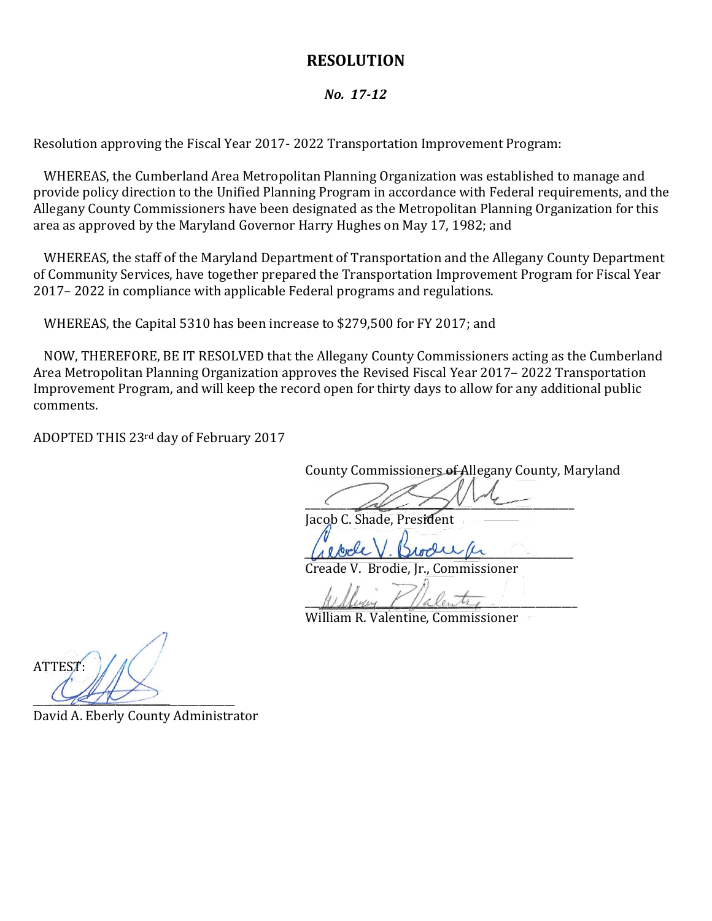# RESOLUTION

***No. 17-12***

Resolution approving the Fiscal Year 2017- 2022 Transportation Improvement Program:

WHEREAS, the Cumberland Area Metropolitan Planning Organization was established to manage and provide policy direction to the Unified Planning Program in accordance with Federal requirements, and the Allegany County Commissioners have been designated as the Metropolitan Planning Organization for this area as approved by the Maryland Governor Harry Hughes on May 17, 1982; and

WHEREAS, the staff of the Maryland Department of Transportation and the Allegany County Department of Community Services, have together prepared the Transportation Improvement Program for Fiscal Year 2017– 2022 in compliance with applicable Federal programs and regulations.

WHEREAS, the Capital 5310 has been increase to $279,500 for FY 2017; and

NOW, THEREFORE, BE IT RESOLVED that the Allegany County Commissioners acting as the Cumberland Area Metropolitan Planning Organization approves the Revised Fiscal Year 2017– 2022 Transportation Improvement Program, and will keep the record open for thirty days to allow for any additional public comments.

ADOPTED THIS 23rd day of February 2017

County Commissioners of Allegany County, Maryland

\_\_\_\_\_\_\_\_\_\_\_\_\_\_\_\_\_\_\_\_\_\_\_\_\_\_\_\_\_\_\_\_\_\_\_\_\_\_\_\_
Jacob C. Shade, President

\_\_\_\_\_\_\_\_\_\_\_\_\_\_\_\_\_\_\_\_\_\_\_\_\_\_\_\_\_\_\_\_\_\_\_\_\_\_\_\_
Creade V. Brodie, Jr., Commissioner

\_\_\_\_\_\_\_\_\_\_\_\_\_\_\_\_\_\_\_\_\_\_\_\_\_\_\_\_\_\_\_\_\_\_\_\_\_\_\_\_
William R. Valentine, Commissioner

ATTEST:

\_\_\_\_\_\_\_\_\_\_\_\_\_\_\_\_\_\_\_\_\_\_\_\_\_\_\_\_\_\_\_\_\_\_\_\_\_\_\_\_
David A. Eberly County Administrator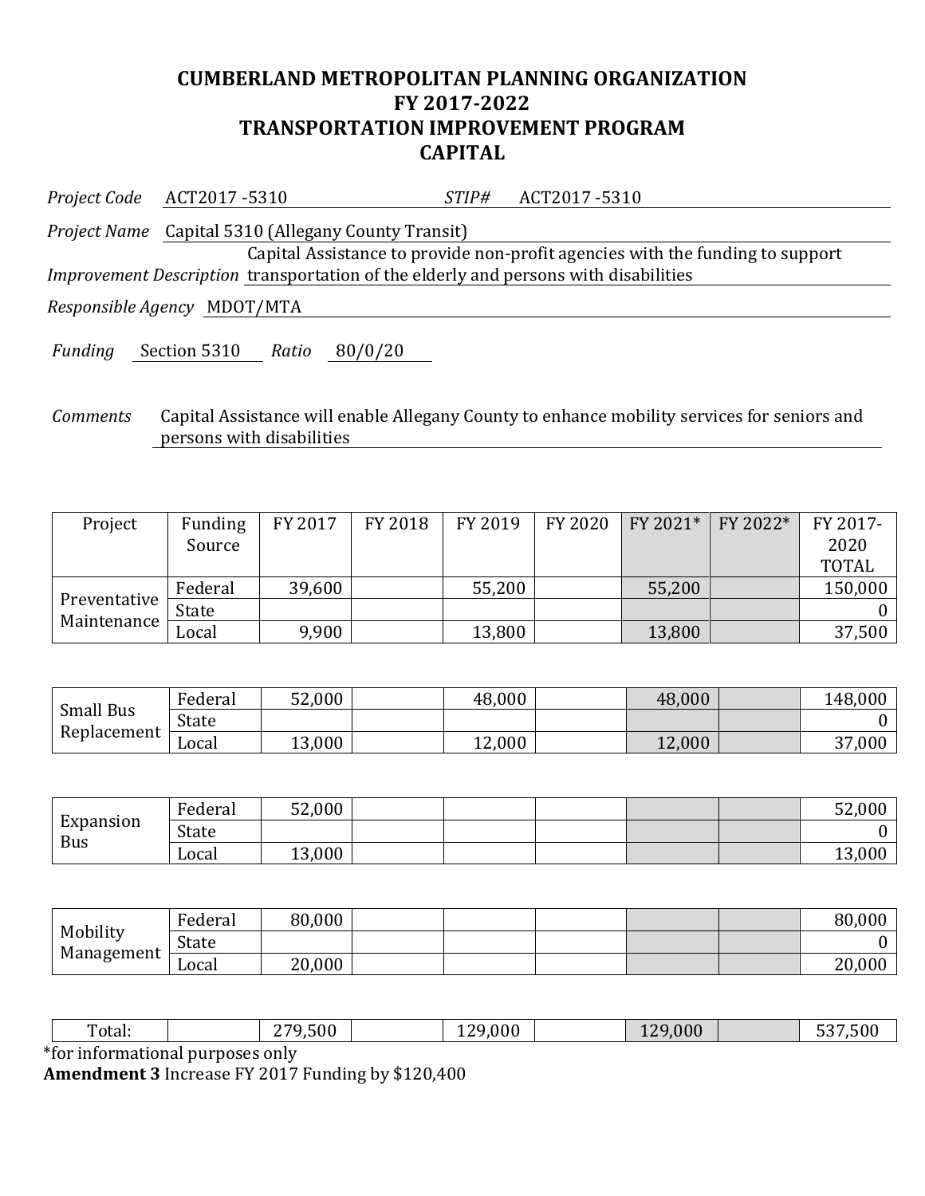# CUMBERLAND METROPOLITAN PLANNING ORGANIZATION
# FY 2017-2022
# TRANSPORTATION IMPROVEMENT PROGRAM
# CAPITAL

*Project Code* ACT2017 -5310 *STIP#* ACT2017 -5310

*Project Name* Capital 5310 (Allegany County Transit)

*Improvement Description* Capital Assistance to provide non-profit agencies with the funding to support transportation of the elderly and persons with disabilities

*Responsible Agency* MDOT/MTA

*Funding* Section 5310 *Ratio* 80/0/20

*Comments* Capital Assistance will enable Allegany County to enhance mobility services for seniors and persons with disabilities

| Project | Funding Source | FY 2017 | FY 2018 | FY 2019 | FY 2020 | FY 2021* | FY 2022* | FY 2017-2020 TOTAL |
|---|---|---|---|---|---|---|---|---|
| Preventative Maintenance | Federal | 39,600 | | 55,200 | | 55,200 | | 150,000 |
| | State | | | | | | | 0 |
| | Local | 9,900 | | 13,800 | | 13,800 | | 37,500 |
| Small Bus Replacement | Federal | 52,000 | | 48,000 | | 48,000 | | 148,000 |
| | State | | | | | | | 0 |
| | Local | 13,000 | | 12,000 | | 12,000 | | 37,000 |
| Expansion Bus | Federal | 52,000 | | | | | | 52,000 |
| | State | | | | | | | 0 |
| | Local | 13,000 | | | | | | 13,000 |
| Mobility Management | Federal | 80,000 | | | | | | 80,000 |
| | State | | | | | | | 0 |
| | Local | 20,000 | | | | | | 20,000 |
| Total: | | 279,500 | | 129,000 | | 129,000 | | 537,500 |

*for informational purposes only

**Amendment 3** Increase FY 2017 Funding by $120,400